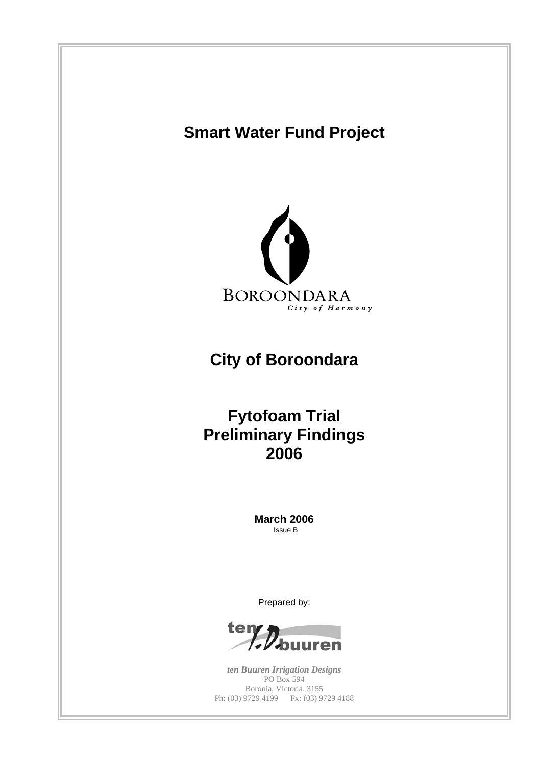# Smart Water Fund Project

BOROONDARA

*City of Harmony*

## City of Boroondara

## Fytofoam Trial Preliminary Findings 2006

**March 2006**

Issue B

Prepared by:

ten buuren

***ten Buuren Irrigation Designs***

PO Box 594

Boronia, Victoria, 3155

Ph: (03) 9729 4199 Fx: (03) 9729 4188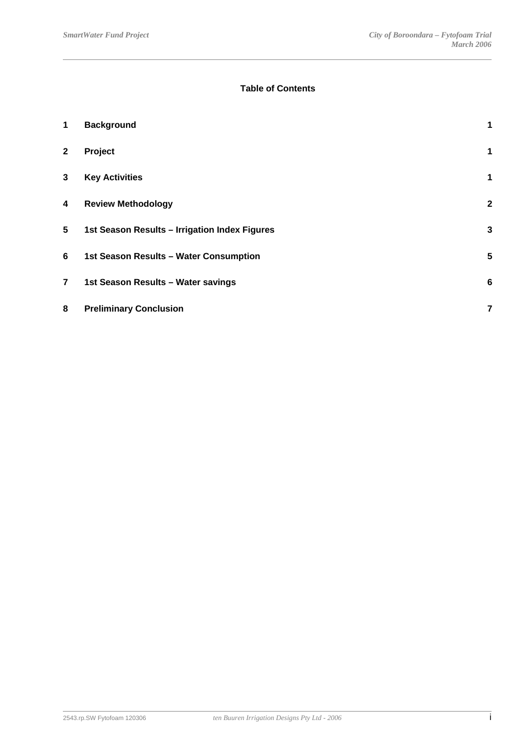**Table of Contents**

| | | |
|---|---|---|
| 1 | **Background** | 1 |
| 2 | **Project** | 1 |
| 3 | **Key Activities** | 1 |
| 4 | **Review Methodology** | 2 |
| 5 | **1st Season Results – Irrigation Index Figures** | 3 |
| 6 | **1st Season Results – Water Consumption** | 5 |
| 7 | **1st Season Results – Water savings** | 6 |
| 8 | **Preliminary Conclusion** | 7 |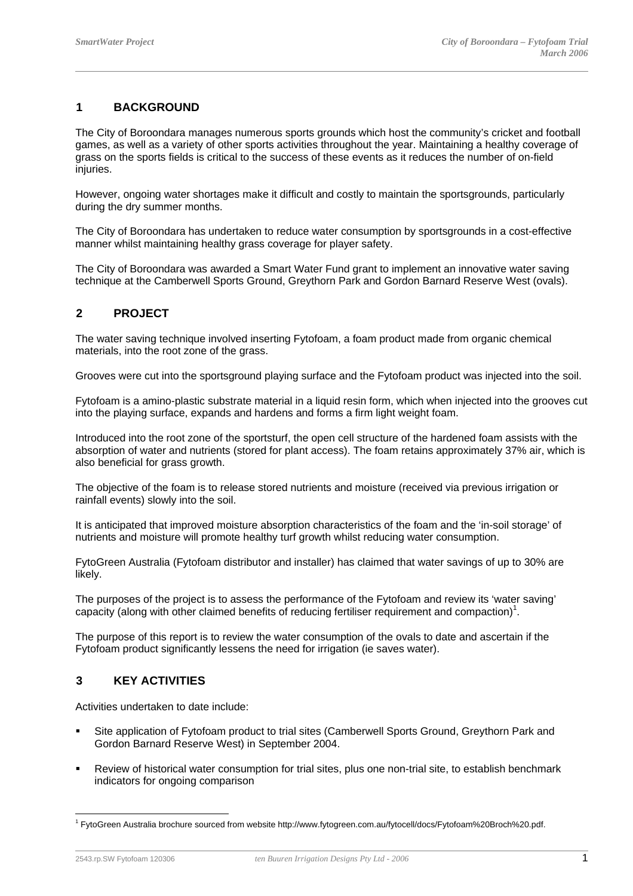## 1 BACKGROUND

The City of Boroondara manages numerous sports grounds which host the community's cricket and football games, as well as a variety of other sports activities throughout the year. Maintaining a healthy coverage of grass on the sports fields is critical to the success of these events as it reduces the number of on-field injuries.

However, ongoing water shortages make it difficult and costly to maintain the sportsgrounds, particularly during the dry summer months.

The City of Boroondara has undertaken to reduce water consumption by sportsgrounds in a cost-effective manner whilst maintaining healthy grass coverage for player safety.

The City of Boroondara was awarded a Smart Water Fund grant to implement an innovative water saving technique at the Camberwell Sports Ground, Greythorn Park and Gordon Barnard Reserve West (ovals).

## 2 PROJECT

The water saving technique involved inserting Fytofoam, a foam product made from organic chemical materials, into the root zone of the grass.

Grooves were cut into the sportsground playing surface and the Fytofoam product was injected into the soil.

Fytofoam is a amino-plastic substrate material in a liquid resin form, which when injected into the grooves cut into the playing surface, expands and hardens and forms a firm light weight foam.

Introduced into the root zone of the sportsturf, the open cell structure of the hardened foam assists with the absorption of water and nutrients (stored for plant access). The foam retains approximately 37% air, which is also beneficial for grass growth.

The objective of the foam is to release stored nutrients and moisture (received via previous irrigation or rainfall events) slowly into the soil.

It is anticipated that improved moisture absorption characteristics of the foam and the 'in-soil storage' of nutrients and moisture will promote healthy turf growth whilst reducing water consumption.

FytoGreen Australia (Fytofoam distributor and installer) has claimed that water savings of up to 30% are likely.

The purposes of the project is to assess the performance of the Fytofoam and review its 'water saving' capacity (along with other claimed benefits of reducing fertiliser requirement and compaction)[1].

The purpose of this report is to review the water consumption of the ovals to date and ascertain if the Fytofoam product significantly lessens the need for irrigation (ie saves water).

## 3 KEY ACTIVITIES

Activities undertaken to date include:

- Site application of Fytofoam product to trial sites (Camberwell Sports Ground, Greythorn Park and Gordon Barnard Reserve West) in September 2004.
- Review of historical water consumption for trial sites, plus one non-trial site, to establish benchmark indicators for ongoing comparison

[1] FytoGreen Australia brochure sourced from website http://www.fytogreen.com.au/fytocell/docs/Fytofoam%20Broch%20.pdf.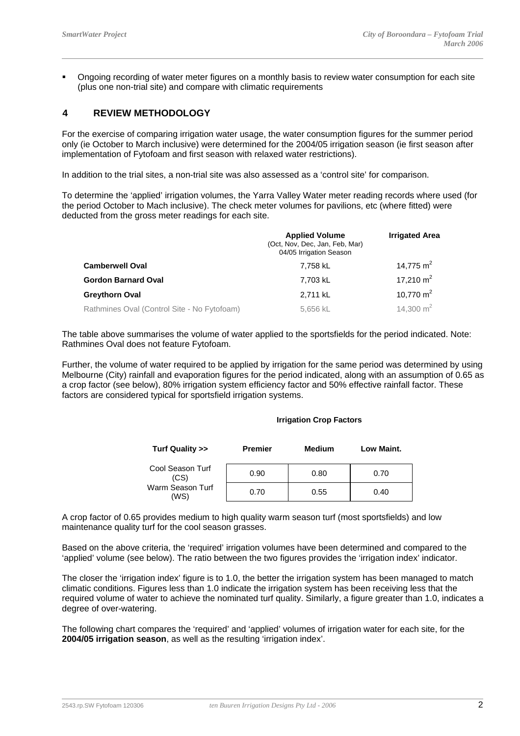- Ongoing recording of water meter figures on a monthly basis to review water consumption for each site (plus one non-trial site) and compare with climatic requirements

## 4 REVIEW METHODOLOGY

For the exercise of comparing irrigation water usage, the water consumption figures for the summer period only (ie October to March inclusive) were determined for the 2004/05 irrigation season (ie first season after implementation of Fytofoam and first season with relaxed water restrictions).

In addition to the trial sites, a non-trial site was also assessed as a 'control site' for comparison.

To determine the 'applied' irrigation volumes, the Yarra Valley Water meter reading records where used (for the period October to Mach inclusive). The check meter volumes for pavilions, etc (where fitted) were deducted from the gross meter readings for each site.

| | Applied Volume (Oct, Nov, Dec, Jan, Feb, Mar) 04/05 Irrigation Season | Irrigated Area |
|---|---|---|
| **Camberwell Oval** | 7,758 kL | 14,775 $m^2$ |
| **Gordon Barnard Oval** | 7,703 kL | 17,210 $m^2$ |
| **Greythorn Oval** | 2,711 kL | 10,770 $m^2$ |
| Rathmines Oval (Control Site - No Fytofoam) | 5,656 kL | 14,300 $m^2$ |

The table above summarises the volume of water applied to the sportsfields for the period indicated. Note: Rathmines Oval does not feature Fytofoam.

Further, the volume of water required to be applied by irrigation for the same period was determined by using Melbourne (City) rainfall and evaporation figures for the period indicated, along with an assumption of 0.65 as a crop factor (see below), 80% irrigation system efficiency factor and 50% effective rainfall factor. These factors are considered typical for sportsfield irrigation systems.

**Irrigation Crop Factors**

| Turf Quality >> | Premier | Medium | Low Maint. |
|---|---|---|---|
| Cool Season Turf (CS) | 0.90 | 0.80 | 0.70 |
| Warm Season Turf (WS) | 0.70 | 0.55 | 0.40 |

A crop factor of 0.65 provides medium to high quality warm season turf (most sportsfields) and low maintenance quality turf for the cool season grasses.

Based on the above criteria, the 'required' irrigation volumes have been determined and compared to the 'applied' volume (see below). The ratio between the two figures provides the 'irrigation index' indicator.

The closer the 'irrigation index' figure is to 1.0, the better the irrigation system has been managed to match climatic conditions. Figures less than 1.0 indicate the irrigation system has been receiving less that the required volume of water to achieve the nominated turf quality. Similarly, a figure greater than 1.0, indicates a degree of over-watering.

The following chart compares the 'required' and 'applied' volumes of irrigation water for each site, for the **2004/05 irrigation season**, as well as the resulting 'irrigation index'.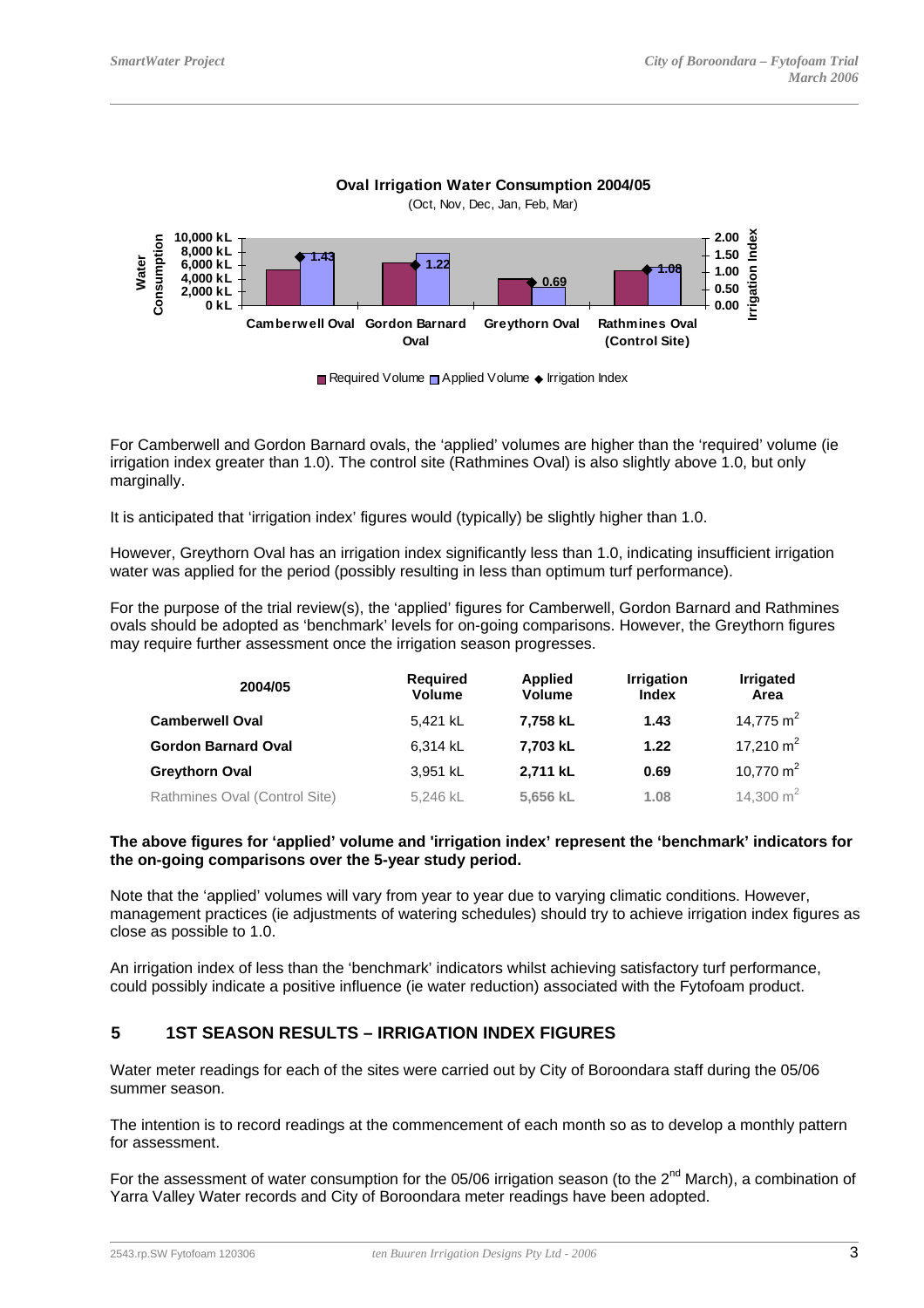**Oval Irrigation Water Consumption 2004/05**

(Oct, Nov, Dec, Jan, Feb, Mar)

For Camberwell and Gordon Barnard ovals, the 'applied' volumes are higher than the 'required' volume (ie irrigation index greater than 1.0). The control site (Rathmines Oval) is also slightly above 1.0, but only marginally.

It is anticipated that 'irrigation index' figures would (typically) be slightly higher than 1.0.

However, Greythorn Oval has an irrigation index significantly less than 1.0, indicating insufficient irrigation water was applied for the period (possibly resulting in less than optimum turf performance).

For the purpose of the trial review(s), the 'applied' figures for Camberwell, Gordon Barnard and Rathmines ovals should be adopted as 'benchmark' levels for on-going comparisons. However, the Greythorn figures may require further assessment once the irrigation season progresses.

| 2004/05 | Required Volume | Applied Volume | Irrigation Index | Irrigated Area |
|---|---|---|---|---|
| **Camberwell Oval** | 5,421 kL | **7,758 kL** | **1.43** | 14,775 $m^2$ |
| **Gordon Barnard Oval** | 6,314 kL | **7,703 kL** | **1.22** | 17,210 $m^2$ |
| **Greythorn Oval** | 3,951 kL | **2,711 kL** | **0.69** | 10,770 $m^2$ |
| Rathmines Oval (Control Site) | 5,246 kL | **5,656 kL** | **1.08** | 14,300 $m^2$ |

**The above figures for 'applied' volume and 'irrigation index' represent the 'benchmark' indicators for the on-going comparisons over the 5-year study period.**

Note that the 'applied' volumes will vary from year to year due to varying climatic conditions. However, management practices (ie adjustments of watering schedules) should try to achieve irrigation index figures as close as possible to 1.0.

An irrigation index of less than the 'benchmark' indicators whilst achieving satisfactory turf performance, could possibly indicate a positive influence (ie water reduction) associated with the Fytofoam product.

## 5 1ST SEASON RESULTS – IRRIGATION INDEX FIGURES

Water meter readings for each of the sites were carried out by City of Boroondara staff during the 05/06 summer season.

The intention is to record readings at the commencement of each month so as to develop a monthly pattern for assessment.

For the assessment of water consumption for the 05/06 irrigation season (to the 2nd March), a combination of Yarra Valley Water records and City of Boroondara meter readings have been adopted.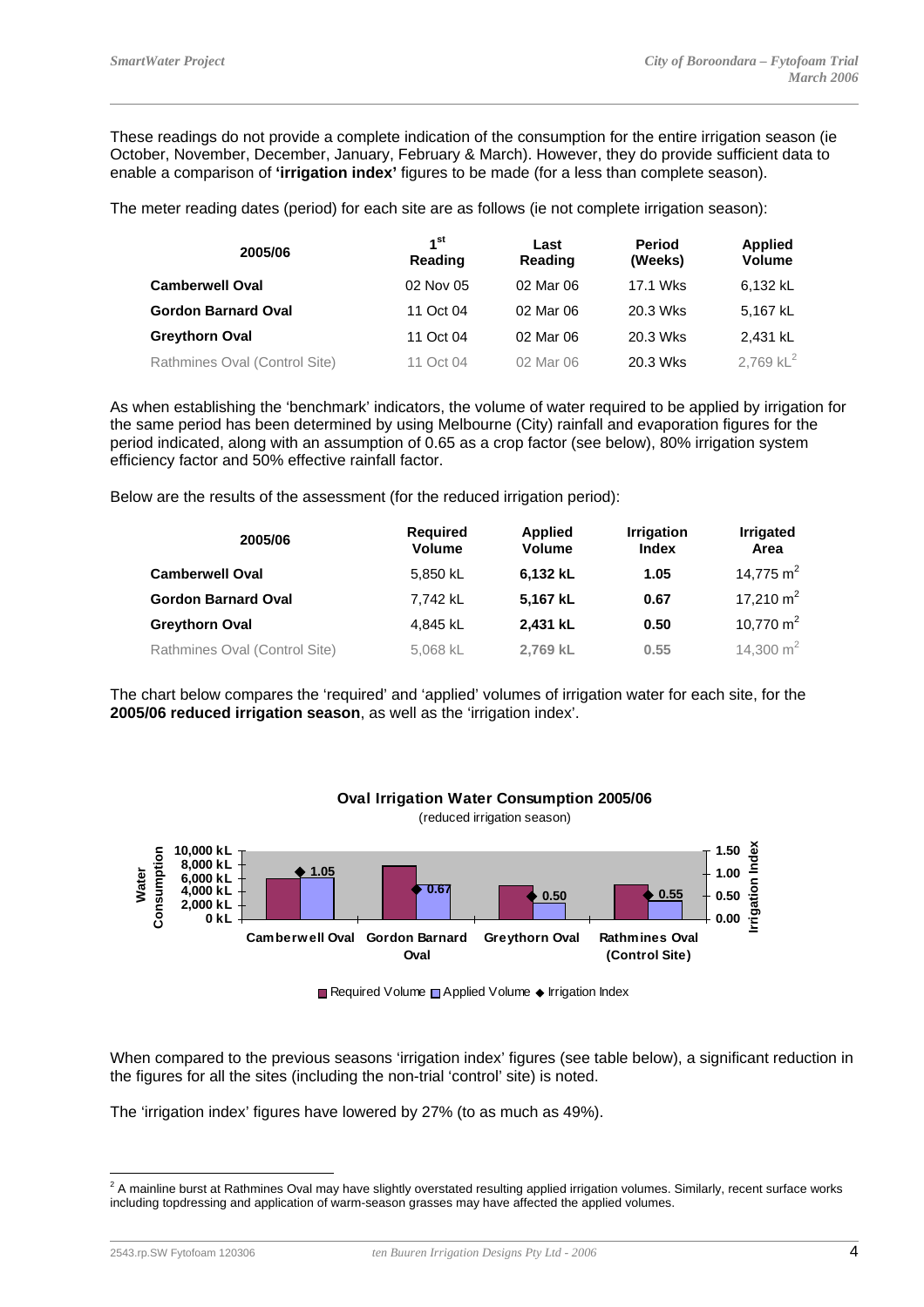These readings do not provide a complete indication of the consumption for the entire irrigation season (ie October, November, December, January, February & March). However, they do provide sufficient data to enable a comparison of **'irrigation index'** figures to be made (for a less than complete season).

The meter reading dates (period) for each site are as follows (ie not complete irrigation season):

| 2005/06 | 1st Reading | Last Reading | Period (Weeks) | Applied Volume |
|---|---|---|---|---|
| **Camberwell Oval** | 02 Nov 05 | 02 Mar 06 | 17.1 Wks | 6,132 kL |
| **Gordon Barnard Oval** | 11 Oct 04 | 02 Mar 06 | 20.3 Wks | 5,167 kL |
| **Greythorn Oval** | 11 Oct 04 | 02 Mar 06 | 20.3 Wks | 2,431 kL |
| Rathmines Oval (Control Site) | 11 Oct 04 | 02 Mar 06 | 20.3 Wks | 2,769 kL[2] |

As when establishing the 'benchmark' indicators, the volume of water required to be applied by irrigation for the same period has been determined by using Melbourne (City) rainfall and evaporation figures for the period indicated, along with an assumption of 0.65 as a crop factor (see below), 80% irrigation system efficiency factor and 50% effective rainfall factor.

Below are the results of the assessment (for the reduced irrigation period):

| 2005/06 | Required Volume | Applied Volume | Irrigation Index | Irrigated Area |
|---|---|---|---|---|
| **Camberwell Oval** | 5,850 kL | **6,132 kL** | **1.05** | 14,775 $m^2$ |
| **Gordon Barnard Oval** | 7,742 kL | **5,167 kL** | **0.67** | 17,210 $m^2$ |
| **Greythorn Oval** | 4,845 kL | **2,431 kL** | **0.50** | 10,770 $m^2$ |
| Rathmines Oval (Control Site) | 5,068 kL | **2,769 kL** | **0.55** | 14,300 $m^2$ |

The chart below compares the 'required' and 'applied' volumes of irrigation water for each site, for the **2005/06 reduced irrigation season**, as well as the 'irrigation index'.

**Oval Irrigation Water Consumption 2005/06**
(reduced irrigation season)

■ Required Volume □ Applied Volume ◆ Irrigation Index

When compared to the previous seasons 'irrigation index' figures (see table below), a significant reduction in the figures for all the sites (including the non-trial 'control' site) is noted.

The 'irrigation index' figures have lowered by 27% (to as much as 49%).

[2] A mainline burst at Rathmines Oval may have slightly overstated resulting applied irrigation volumes. Similarly, recent surface works including topdressing and application of warm-season grasses may have affected the applied volumes.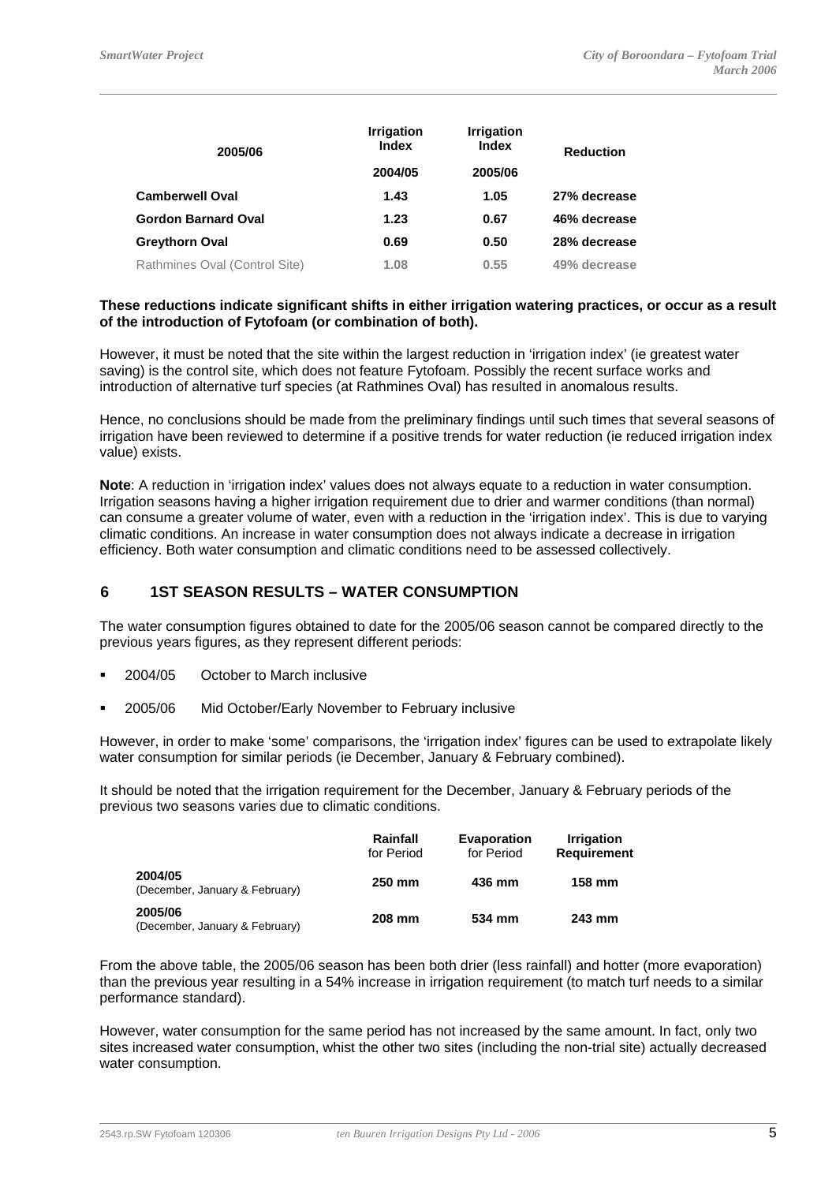| 2005/06 | Irrigation Index<br>2004/05 | Irrigation Index<br>2005/06 | Reduction |
|---|---|---|---|
| **Camberwell Oval** | **1.43** | **1.05** | **27% decrease** |
| **Gordon Barnard Oval** | **1.23** | **0.67** | **46% decrease** |
| **Greythorn Oval** | **0.69** | **0.50** | **28% decrease** |
| Rathmines Oval (Control Site) | 1.08 | 0.55 | 49% decrease |

**These reductions indicate significant shifts in either irrigation watering practices, or occur as a result of the introduction of Fytofoam (or combination of both).**

However, it must be noted that the site within the largest reduction in 'irrigation index' (ie greatest water saving) is the control site, which does not feature Fytofoam. Possibly the recent surface works and introduction of alternative turf species (at Rathmines Oval) has resulted in anomalous results.

Hence, no conclusions should be made from the preliminary findings until such times that several seasons of irrigation have been reviewed to determine if a positive trends for water reduction (ie reduced irrigation index value) exists.

**Note**: A reduction in 'irrigation index' values does not always equate to a reduction in water consumption. Irrigation seasons having a higher irrigation requirement due to drier and warmer conditions (than normal) can consume a greater volume of water, even with a reduction in the 'irrigation index'. This is due to varying climatic conditions. An increase in water consumption does not always indicate a decrease in irrigation efficiency. Both water consumption and climatic conditions need to be assessed collectively.

## 6 1ST SEASON RESULTS – WATER CONSUMPTION

The water consumption figures obtained to date for the 2005/06 season cannot be compared directly to the previous years figures, as they represent different periods:

- 2004/05 October to March inclusive
- 2005/06 Mid October/Early November to February inclusive

However, in order to make 'some' comparisons, the 'irrigation index' figures can be used to extrapolate likely water consumption for similar periods (ie December, January & February combined).

It should be noted that the irrigation requirement for the December, January & February periods of the previous two seasons varies due to climatic conditions.

| | Rainfall for Period | Evaporation for Period | Irrigation Requirement |
|---|---|---|---|
| **2004/05** (December, January & February) | **250 mm** | **436 mm** | **158 mm** |
| **2005/06** (December, January & February) | **208 mm** | **534 mm** | **243 mm** |

From the above table, the 2005/06 season has been both drier (less rainfall) and hotter (more evaporation) than the previous year resulting in a 54% increase in irrigation requirement (to match turf needs to a similar performance standard).

However, water consumption for the same period has not increased by the same amount. In fact, only two sites increased water consumption, whist the other two sites (including the non-trial site) actually decreased water consumption.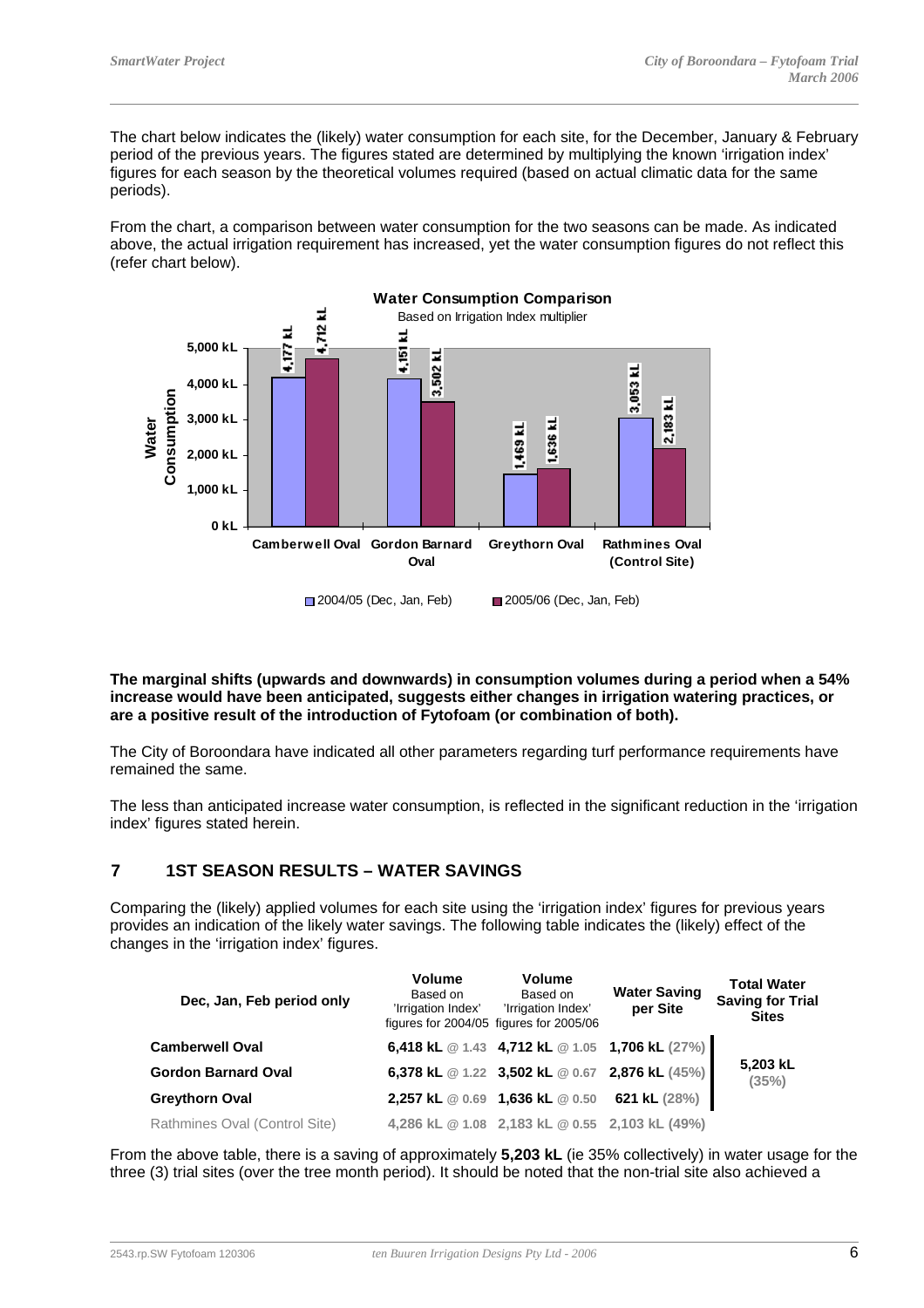The chart below indicates the (likely) water consumption for each site, for the December, January & February period of the previous years. The figures stated are determined by multiplying the known 'irrigation index' figures for each season by the theoretical volumes required (based on actual climatic data for the same periods).

From the chart, a comparison between water consumption for the two seasons can be made. As indicated above, the actual irrigation requirement has increased, yet the water consumption figures do not reflect this (refer chart below).

**Water Consumption Comparison**

Based on Irrigation Index multiplier

| Water Consumption | 2004/05 (Dec, Jan, Feb) | 2005/06 (Dec, Jan, Feb) |
|---|---|---|
| Camberwell Oval | 4,177 kL | 4,712 kL |
| Gordon Barnard Oval | 4,151 kL | 3,502 kL |
| Greythorn Oval | 1,469 kL | 1,636 kL |
| Rathmines Oval (Control Site) | 3,053 kL | 2,183 kL |

**The marginal shifts (upwards and downwards) in consumption volumes during a period when a 54% increase would have been anticipated, suggests either changes in irrigation watering practices, or are a positive result of the introduction of Fytofoam (or combination of both).**

The City of Boroondara have indicated all other parameters regarding turf performance requirements have remained the same.

The less than anticipated increase water consumption, is reflected in the significant reduction in the 'irrigation index' figures stated herein.

## 7 1ST SEASON RESULTS – WATER SAVINGS

Comparing the (likely) applied volumes for each site using the 'irrigation index' figures for previous years provides an indication of the likely water savings. The following table indicates the (likely) effect of the changes in the 'irrigation index' figures.

| Dec, Jan, Feb period only | Volume Based on 'Irrigation Index' figures for 2004/05 | Volume Based on 'Irrigation Index' figures for 2005/06 | Water Saving per Site | Total Water Saving for Trial Sites |
|---|---|---|---|---|
| **Camberwell Oval** | **6,418 kL** @ 1.43 | **4,712 kL** @ 1.05 | **1,706 kL** (27%) | |
| **Gordon Barnard Oval** | **6,378 kL** @ 1.22 | **3,502 kL** @ 0.67 | **2,876 kL** (45%) | **5,203 kL** (35%) |
| **Greythorn Oval** | **2,257 kL** @ 0.69 | **1,636 kL** @ 0.50 | **621 kL** (28%) | |
| Rathmines Oval (Control Site) | 4,286 kL @ 1.08 | 2,183 kL @ 0.55 | 2,103 kL (49%) | |

From the above table, there is a saving of approximately **5,203 kL** (ie 35% collectively) in water usage for the three (3) trial sites (over the tree month period). It should be noted that the non-trial site also achieved a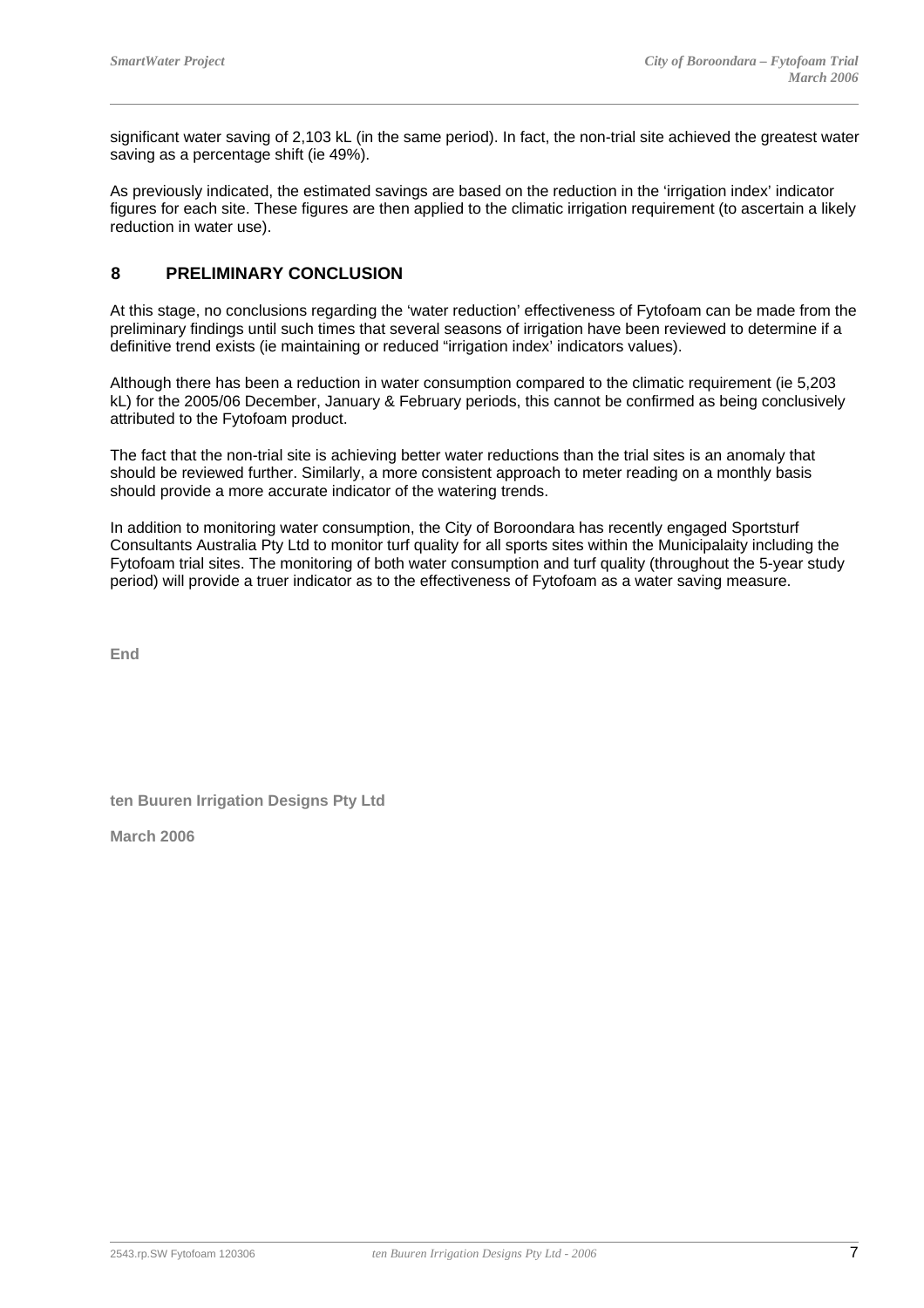significant water saving of 2,103 kL (in the same period). In fact, the non-trial site achieved the greatest water saving as a percentage shift (ie 49%).

As previously indicated, the estimated savings are based on the reduction in the 'irrigation index' indicator figures for each site. These figures are then applied to the climatic irrigation requirement (to ascertain a likely reduction in water use).

## 8 PRELIMINARY CONCLUSION

At this stage, no conclusions regarding the 'water reduction' effectiveness of Fytofoam can be made from the preliminary findings until such times that several seasons of irrigation have been reviewed to determine if a definitive trend exists (ie maintaining or reduced "irrigation index' indicators values).

Although there has been a reduction in water consumption compared to the climatic requirement (ie 5,203 kL) for the 2005/06 December, January & February periods, this cannot be confirmed as being conclusively attributed to the Fytofoam product.

The fact that the non-trial site is achieving better water reductions than the trial sites is an anomaly that should be reviewed further. Similarly, a more consistent approach to meter reading on a monthly basis should provide a more accurate indicator of the watering trends.

In addition to monitoring water consumption, the City of Boroondara has recently engaged Sportsturf Consultants Australia Pty Ltd to monitor turf quality for all sports sites within the Municipalaity including the Fytofoam trial sites. The monitoring of both water consumption and turf quality (throughout the 5-year study period) will provide a truer indicator as to the effectiveness of Fytofoam as a water saving measure.

**End**

**ten Buuren Irrigation Designs Pty Ltd**

**March 2006**